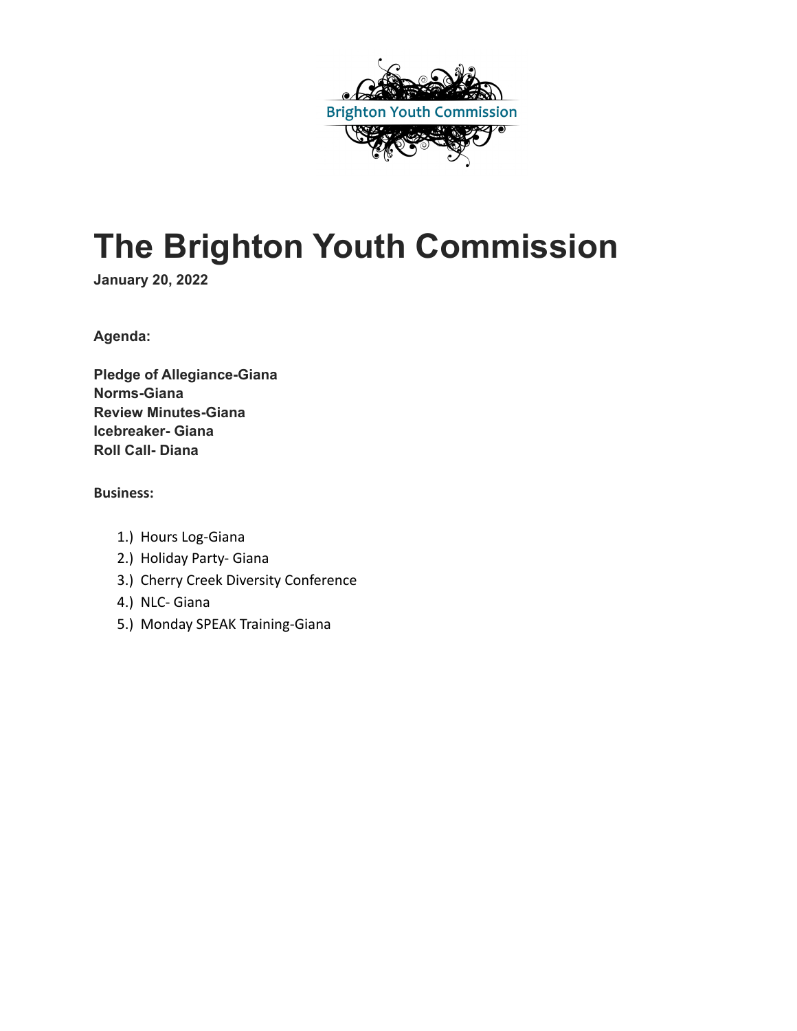# The Brighton Youth Commission

**January 20, 2022**

**Agenda:**

**Pledge of Allegiance-Giana**
**Norms-Giana**
**Review Minutes-Giana**
**Icebreaker- Giana**
**Roll Call- Diana**

**Business:**

1.) Hours Log-Giana
2.) Holiday Party- Giana
3.) Cherry Creek Diversity Conference
4.) NLC- Giana
5.) Monday SPEAK Training-Giana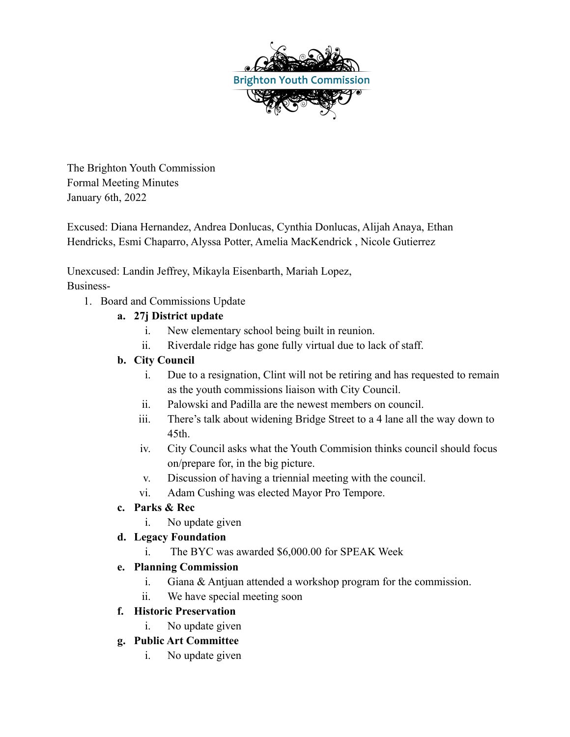Brighton Youth Commission

The Brighton Youth Commission
Formal Meeting Minutes
January 6th, 2022

Excused: Diana Hernandez, Andrea Donlucas, Cynthia Donlucas, Alijah Anaya, Ethan Hendricks, Esmi Chaparro, Alyssa Potter, Amelia MacKendrick , Nicole Gutierrez

Unexcused: Landin Jeffrey, Mikayla Eisenbarth, Mariah Lopez,
Business-

1. Board and Commissions Update
   - **a. 27j District update**
     - i. New elementary school being built in reunion.
     - ii. Riverdale ridge has gone fully virtual due to lack of staff.
   - **b. City Council**
     - i. Due to a resignation, Clint will not be retiring and has requested to remain as the youth commissions liaison with City Council.
     - ii. Palowski and Padilla are the newest members on council.
     - iii. There's talk about widening Bridge Street to a 4 lane all the way down to 45th.
     - iv. City Council asks what the Youth Commision thinks council should focus on/prepare for, in the big picture.
     - v. Discussion of having a triennial meeting with the council.
     - vi. Adam Cushing was elected Mayor Pro Tempore.
   - **c. Parks & Rec**
     - i. No update given
   - **d. Legacy Foundation**
     - i. The BYC was awarded $6,000.00 for SPEAK Week
   - **e. Planning Commission**
     - i. Giana & Antjuan attended a workshop program for the commission.
     - ii. We have special meeting soon
   - **f. Historic Preservation**
     - i. No update given
   - **g. Public Art Committee**
     - i. No update given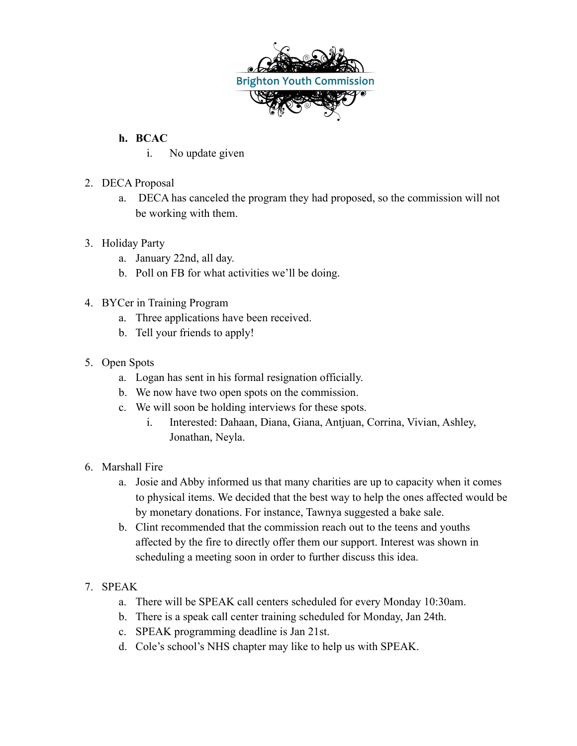**h. BCAC**

i. No update given

2. DECA Proposal
    a. DECA has canceled the program they had proposed, so the commission will not be working with them.

3. Holiday Party
    a. January 22nd, all day.
    b. Poll on FB for what activities we'll be doing.

4. BYCer in Training Program
    a. Three applications have been received.
    b. Tell your friends to apply!

5. Open Spots
    a. Logan has sent in his formal resignation officially.
    b. We now have two open spots on the commission.
    c. We will soon be holding interviews for these spots.
        i. Interested: Dahaan, Diana, Giana, Antjuan, Corrina, Vivian, Ashley, Jonathan, Neyla.

6. Marshall Fire
    a. Josie and Abby informed us that many charities are up to capacity when it comes to physical items. We decided that the best way to help the ones affected would be by monetary donations. For instance, Tawnya suggested a bake sale.
    b. Clint recommended that the commission reach out to the teens and youths affected by the fire to directly offer them our support. Interest was shown in scheduling a meeting soon in order to further discuss this idea.

7. SPEAK
    a. There will be SPEAK call centers scheduled for every Monday 10:30am.
    b. There is a speak call center training scheduled for Monday, Jan 24th.
    c. SPEAK programming deadline is Jan 21st.
    d. Cole's school's NHS chapter may like to help us with SPEAK.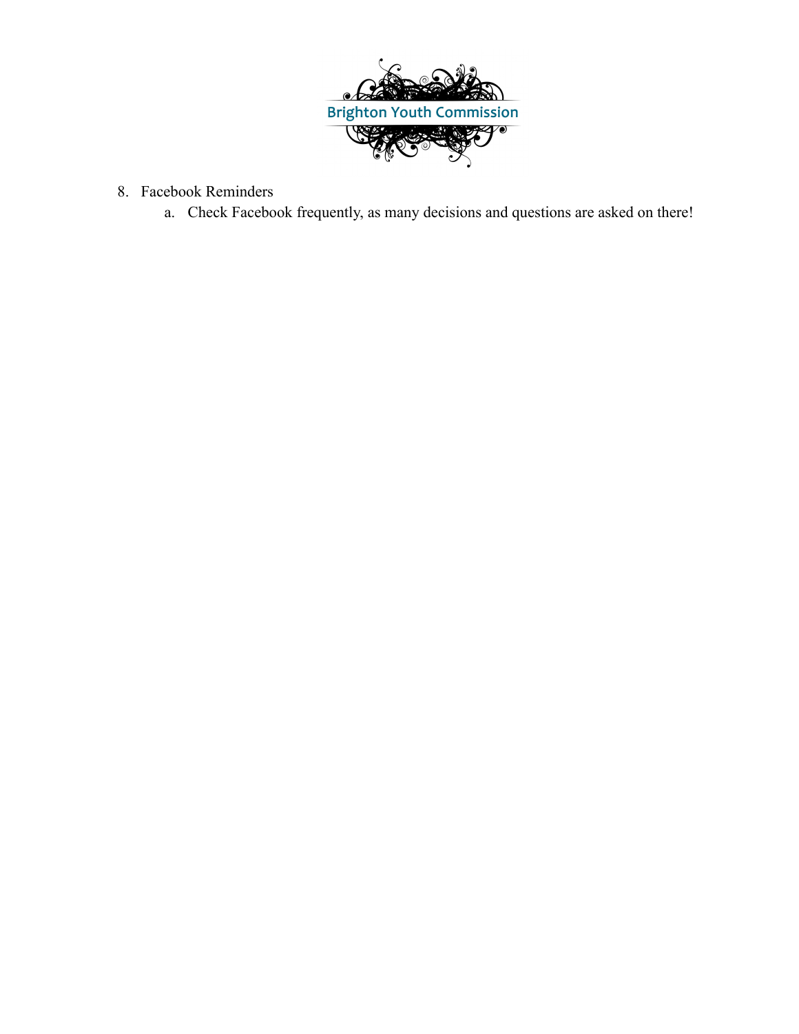8. Facebook Reminders
    a. Check Facebook frequently, as many decisions and questions are asked on there!